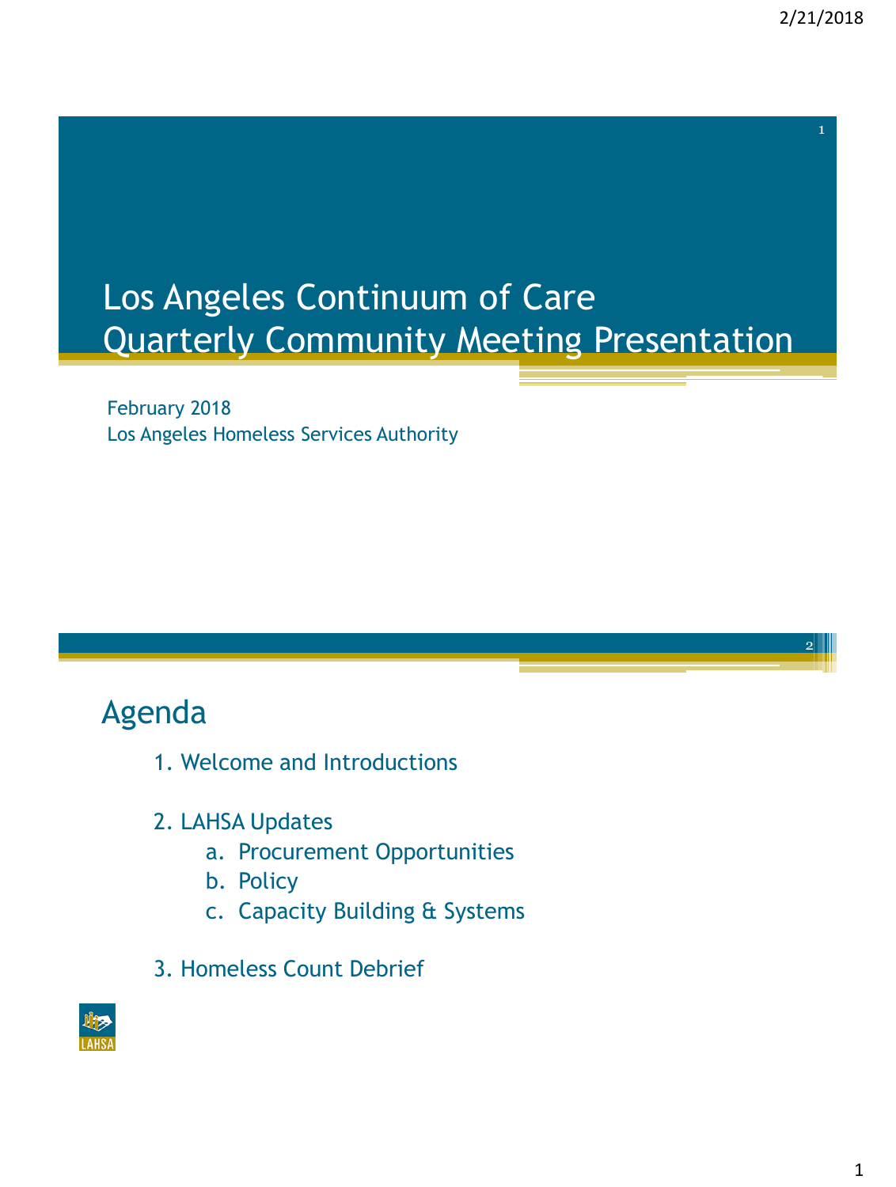# Los Angeles Continuum of Care Quarterly Community Meeting Presentation

February 2018
Los Angeles Homeless Services Authority

## Agenda

1. Welcome and Introductions
2. LAHSA Updates
   a. Procurement Opportunities
   b. Policy
   c. Capacity Building & Systems
3. Homeless Count Debrief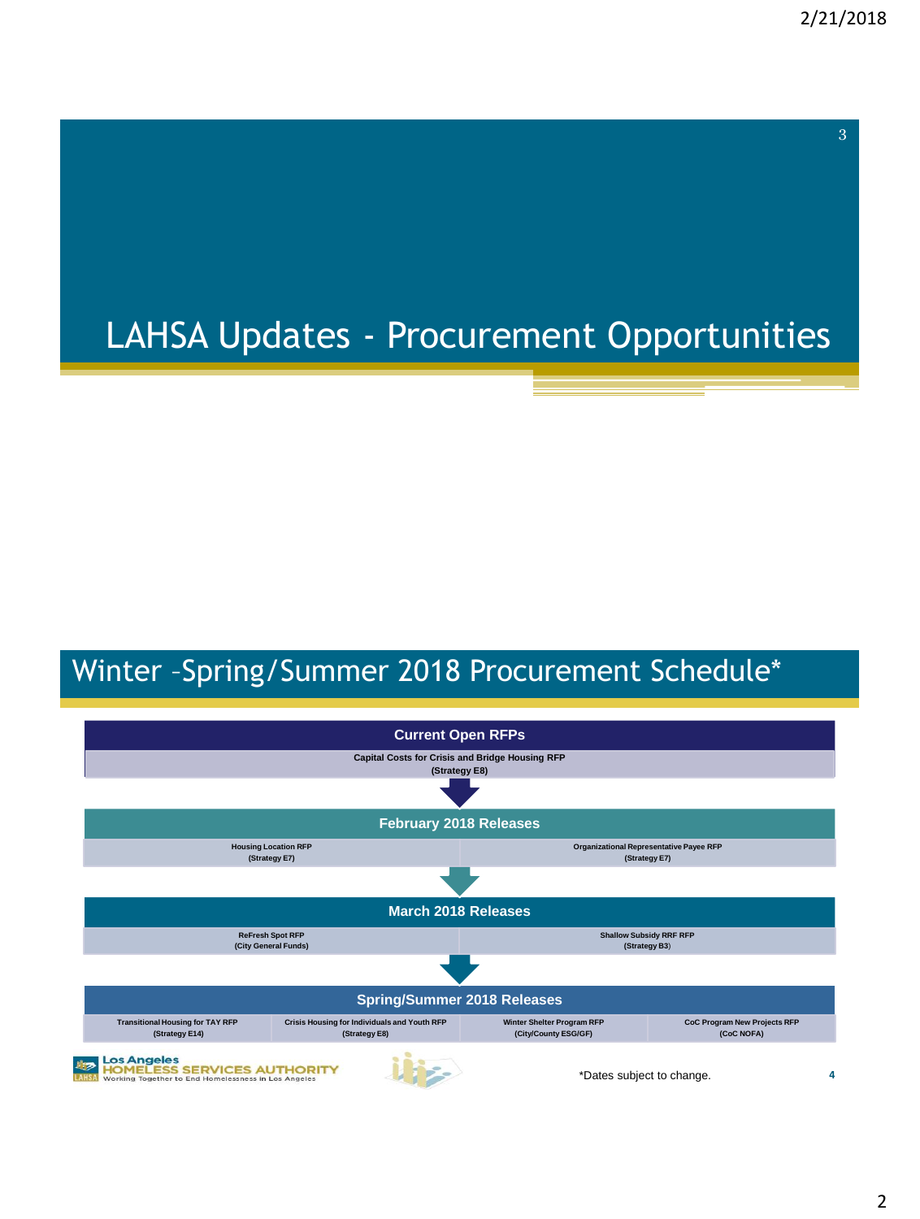# LAHSA Updates - Procurement Opportunities

## Winter –Spring/Summer 2018 Procurement Schedule*

### Current Open RFPs

Capital Costs for Crisis and Bridge Housing RFP
(Strategy E8)

### February 2018 Releases

| Housing Location RFP (Strategy E7) | Organizational Representative Payee RFP (Strategy E7) |
|---|---|

### March 2018 Releases

| ReFresh Spot RFP (City General Funds) | Shallow Subsidy RRF RFP (Strategy B3) |
|---|---|

### Spring/Summer 2018 Releases

| Transitional Housing for TAY RFP (Strategy E14) | Crisis Housing for Individuals and Youth RFP (Strategy E8) | Winter Shelter Program RFP (City/County ESG/GF) | CoC Program New Projects RFP (CoC NOFA) |
|---|---|---|---|

Los Angeles HOMELESS SERVICES AUTHORITY
Working Together to End Homelessness in Los Angeles

*Dates subject to change.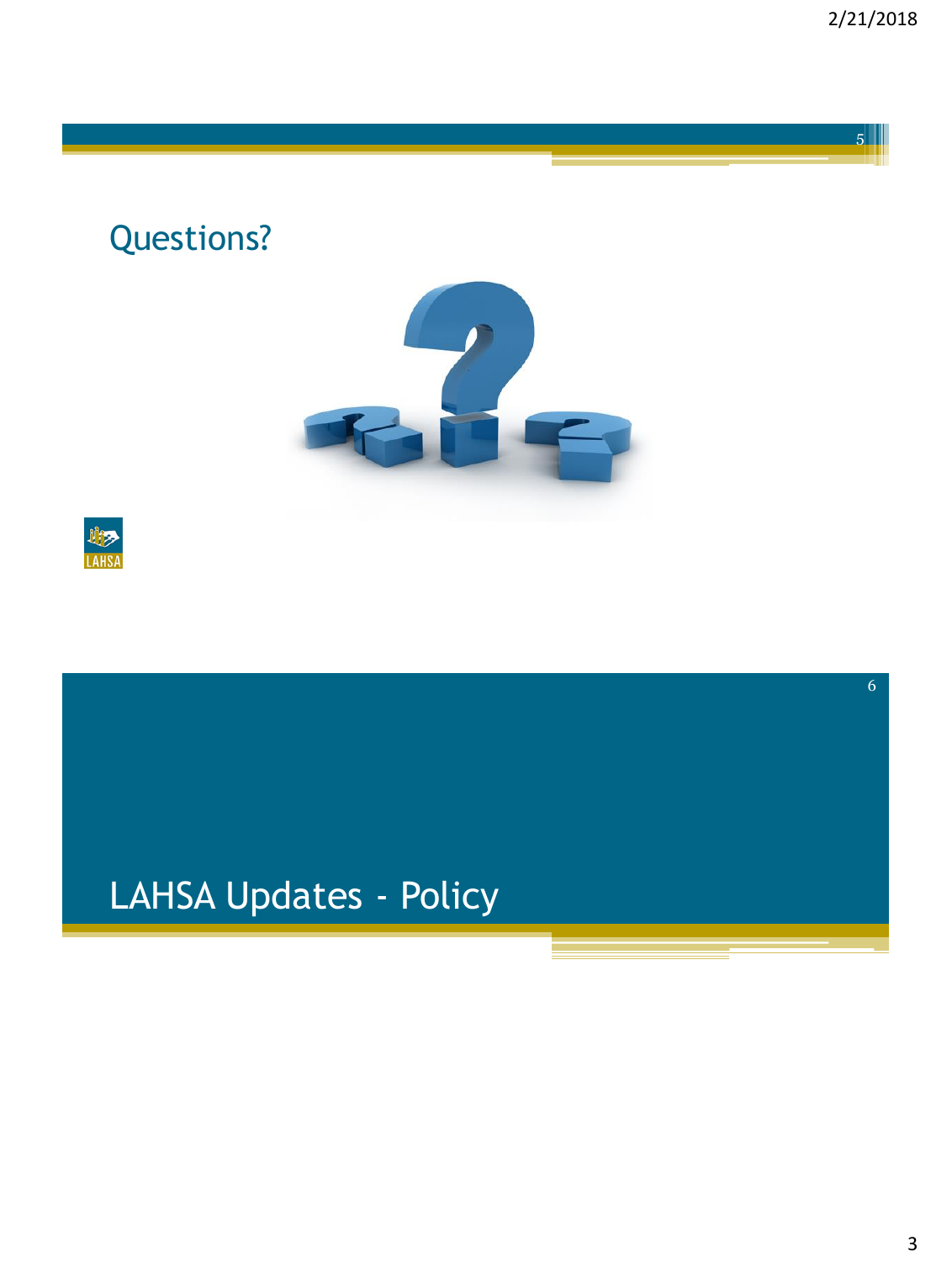## Questions?

# LAHSA Updates - Policy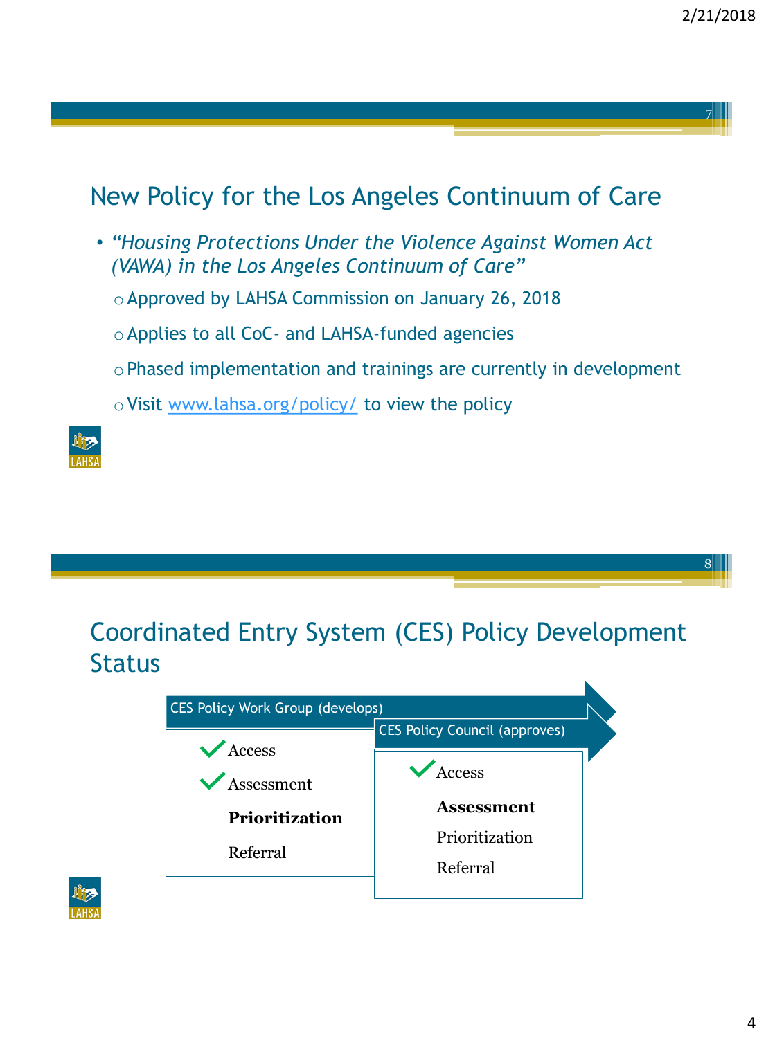## New Policy for the Los Angeles Continuum of Care

- *"Housing Protections Under the Violence Against Women Act (VAWA) in the Los Angeles Continuum of Care"*
  - Approved by LAHSA Commission on January 26, 2018
  - Applies to all CoC- and LAHSA-funded agencies
  - Phased implementation and trainings are currently in development
  - Visit www.lahsa.org/policy/ to view the policy

## Coordinated Entry System (CES) Policy Development Status

**CES Policy Work Group (develops)**

- ✓ Access
- ✓ Assessment
- **Prioritization**
- Referral

**CES Policy Council (approves)**

- ✓ Access
- **Assessment**
- Prioritization
- Referral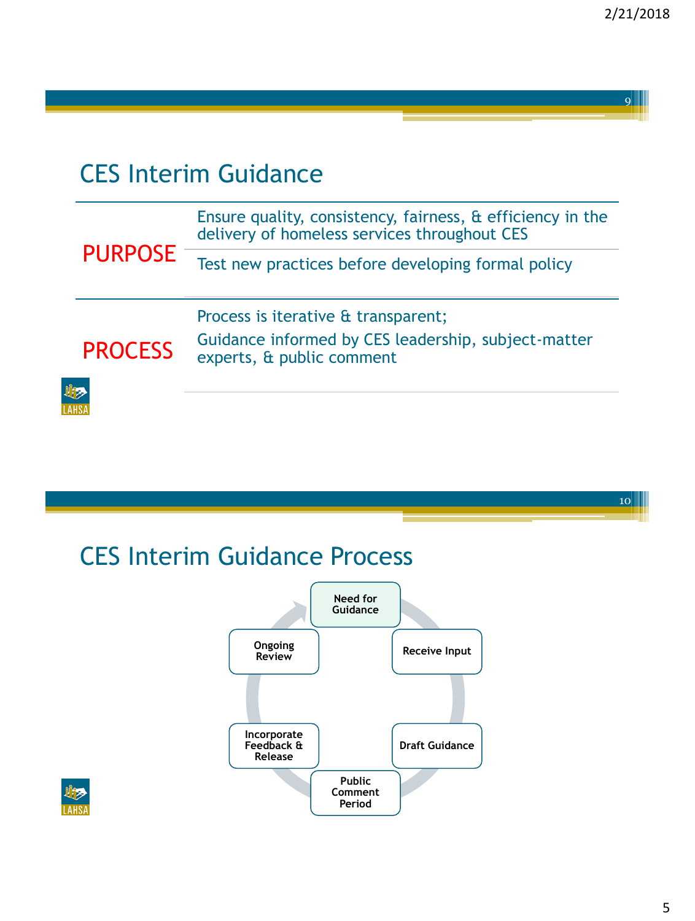## CES Interim Guidance

| | |
|---|---|
| **PURPOSE** | Ensure quality, consistency, fairness, & efficiency in the delivery of homeless services throughout CES |
| | Test new practices before developing formal policy |
| **PROCESS** | Process is iterative & transparent; Guidance informed by CES leadership, subject-matter experts, & public comment |

## CES Interim Guidance Process

- Need for Guidance
- Receive Input
- Draft Guidance
- Public Comment Period
- Incorporate Feedback & Release
- Ongoing Review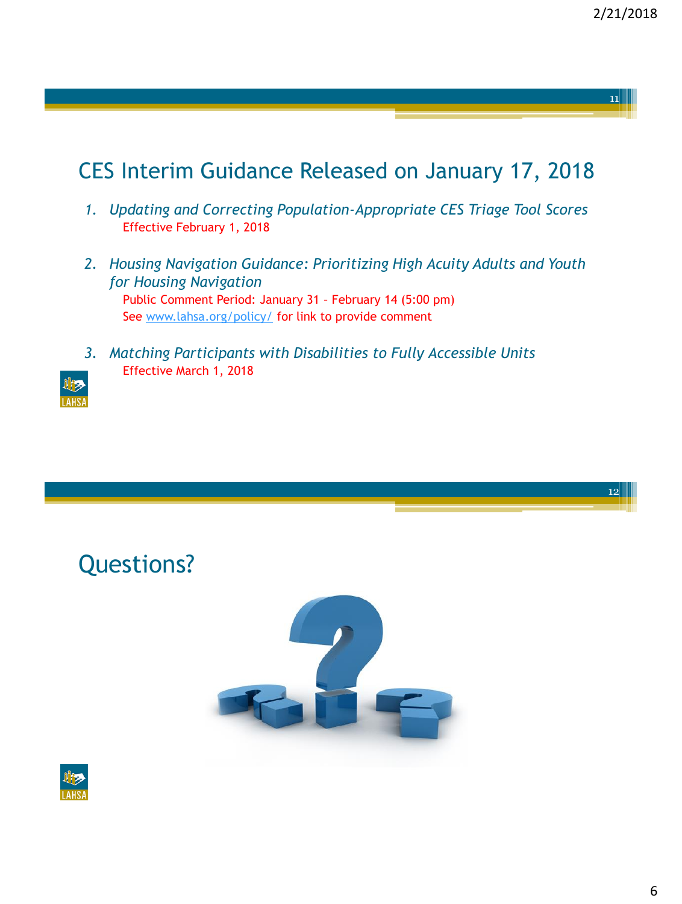## CES Interim Guidance Released on January 17, 2018

1. *Updating and Correcting Population-Appropriate CES Triage Tool Scores*
   Effective February 1, 2018

2. *Housing Navigation Guidance: Prioritizing High Acuity Adults and Youth for Housing Navigation*
   Public Comment Period: January 31 – February 14 (5:00 pm)
   See www.lahsa.org/policy/ for link to provide comment

3. *Matching Participants with Disabilities to Fully Accessible Units*
   Effective March 1, 2018

## Questions?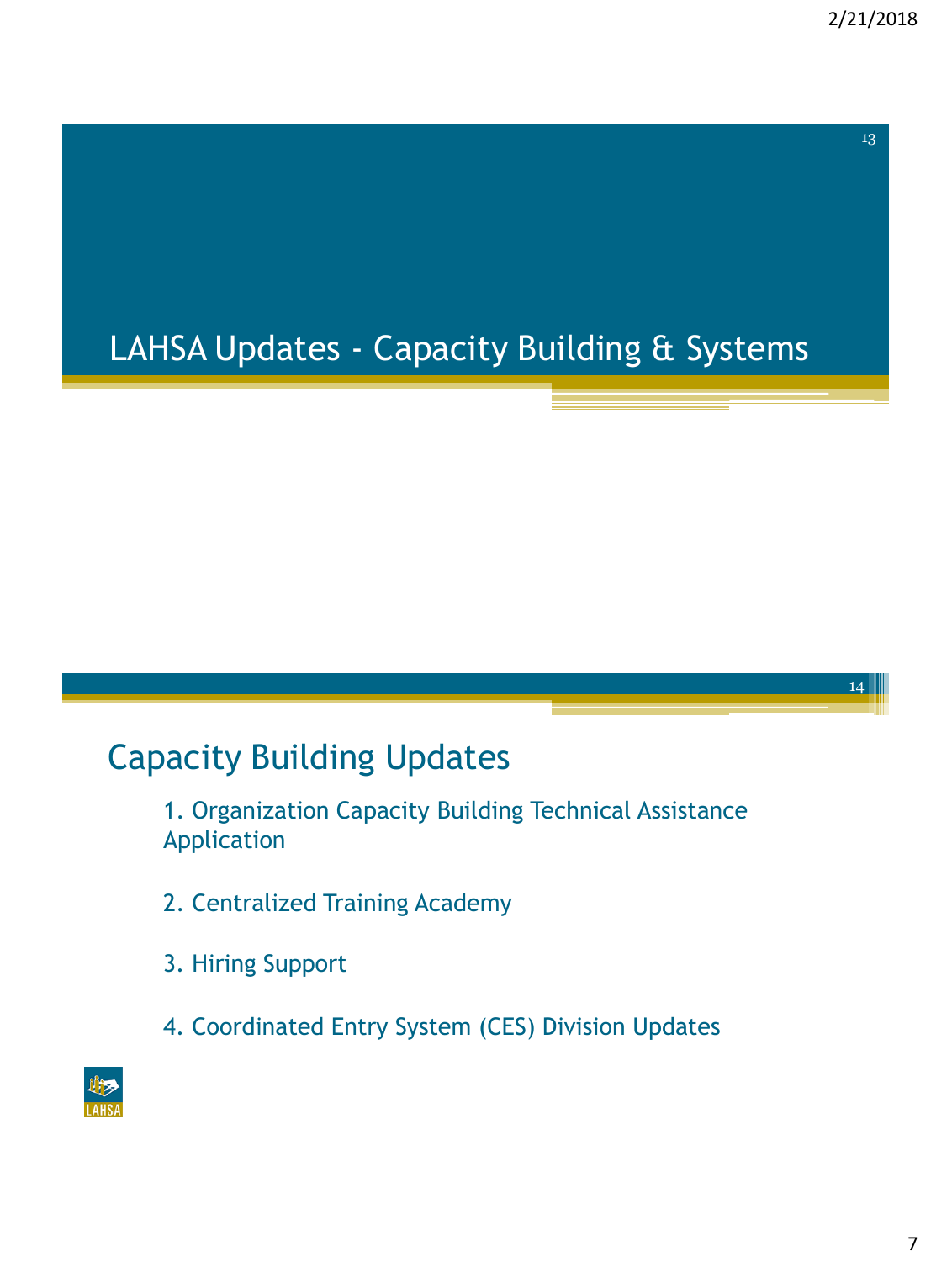# LAHSA Updates - Capacity Building & Systems

## Capacity Building Updates

1. Organization Capacity Building Technical Assistance Application
2. Centralized Training Academy
3. Hiring Support
4. Coordinated Entry System (CES) Division Updates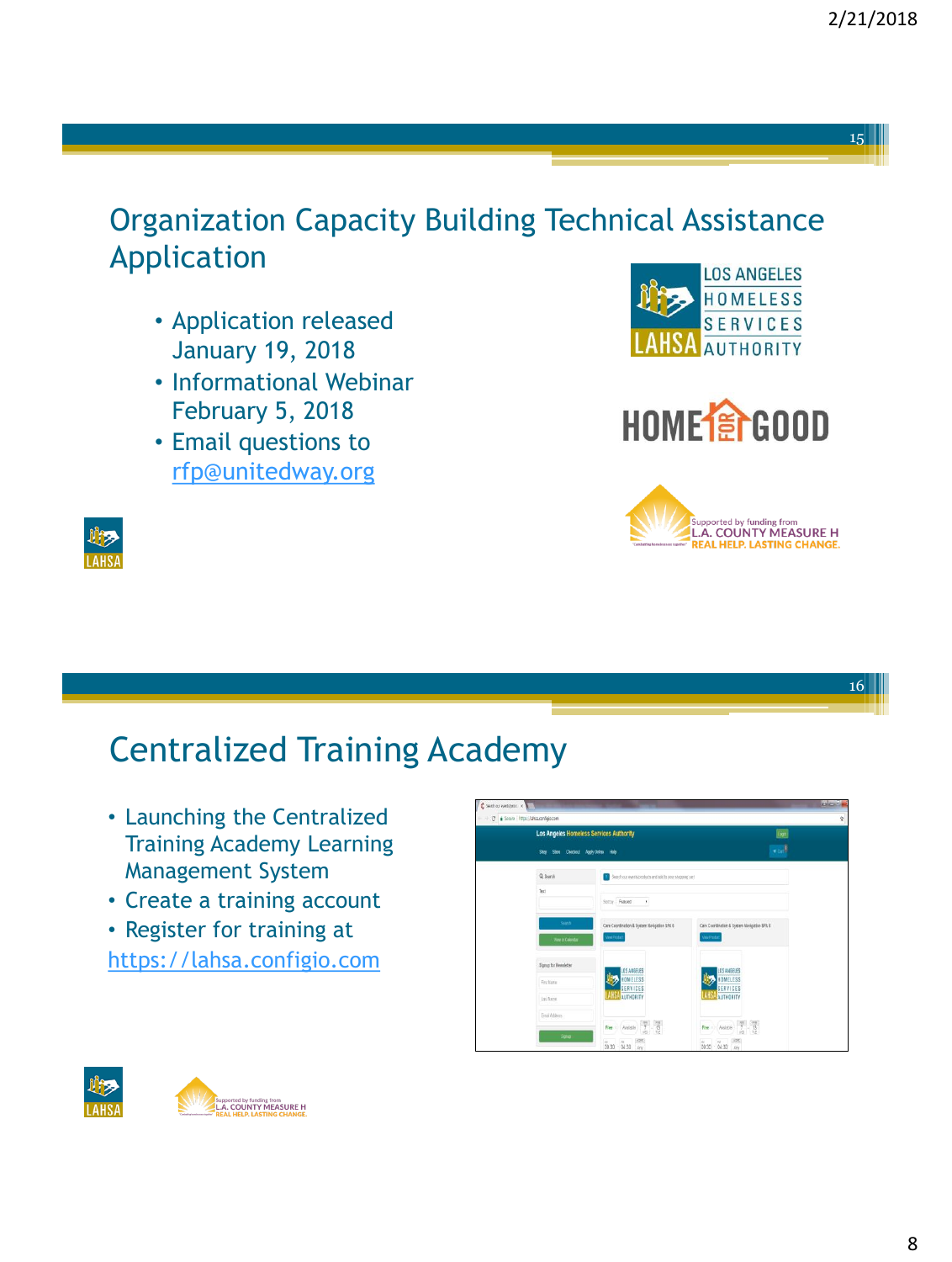## Organization Capacity Building Technical Assistance Application

- Application released January 19, 2018
- Informational Webinar February 5, 2018
- Email questions to rfp@unitedway.org

LOS ANGELES HOMELESS SERVICES AUTHORITY

HOME FOR GOOD

Supported by funding from L.A. COUNTY MEASURE H REAL HELP. LASTING CHANGE.

## Centralized Training Academy

- Launching the Centralized Training Academy Learning Management System
- Create a training account
- Register for training at

https://lahsa.configio.com

Supported by funding from L.A. COUNTY MEASURE H REAL HELP. LASTING CHANGE.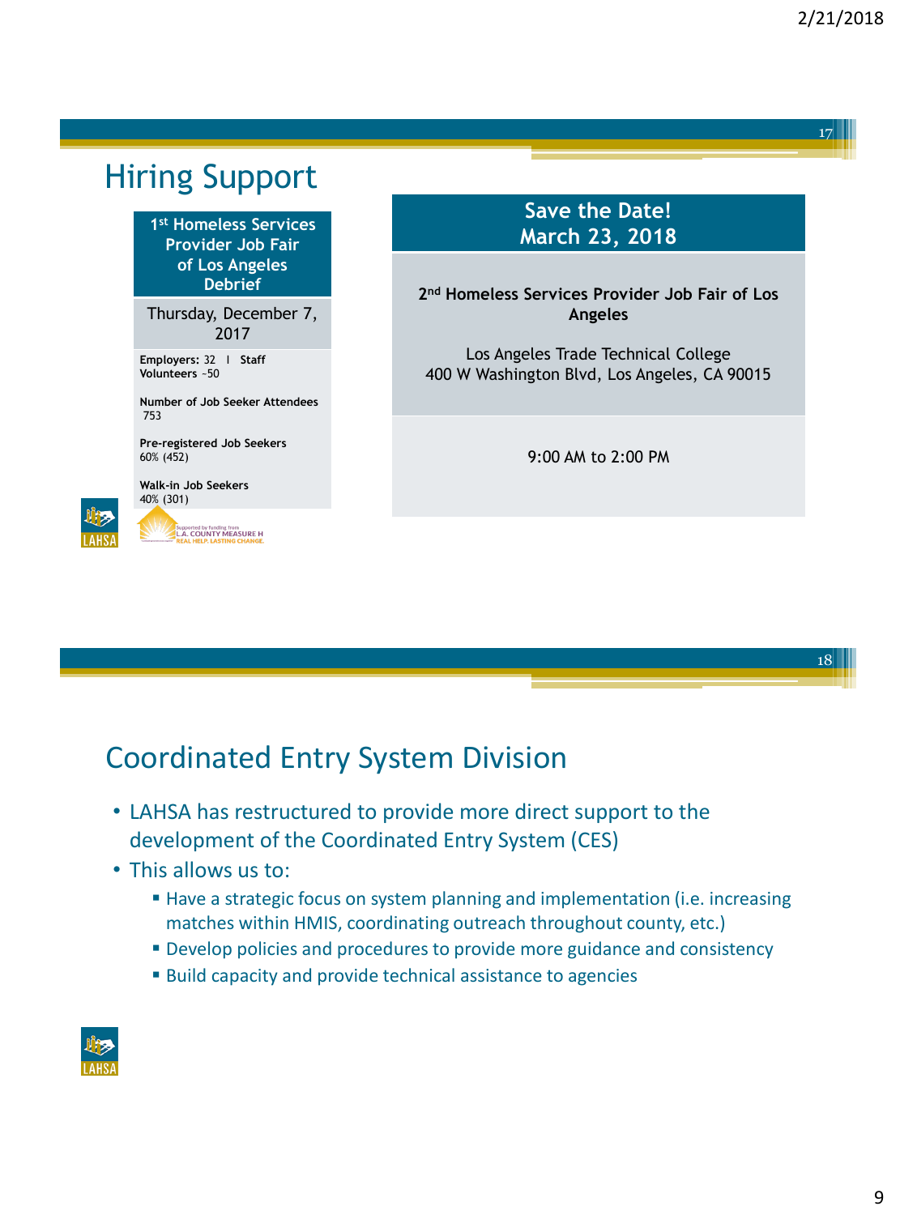## Hiring Support

**1st Homeless Services Provider Job Fair of Los Angeles Debrief**

Thursday, December 7, 2017

**Employers:** 32 | **Staff Volunteers** ~50

**Number of Job Seeker Attendees**
753

**Pre-registered Job Seekers**
60% (452)

**Walk-in Job Seekers**
40% (301)

Supported by funding from L.A. COUNTY MEASURE H
REAL HELP. LASTING CHANGE.

**Save the Date!**
**March 23, 2018**

**2nd Homeless Services Provider Job Fair of Los Angeles**

Los Angeles Trade Technical College
400 W Washington Blvd, Los Angeles, CA 90015

9:00 AM to 2:00 PM

## Coordinated Entry System Division

- LAHSA has restructured to provide more direct support to the development of the Coordinated Entry System (CES)
- This allows us to:
  - Have a strategic focus on system planning and implementation (i.e. increasing matches within HMIS, coordinating outreach throughout county, etc.)
  - Develop policies and procedures to provide more guidance and consistency
  - Build capacity and provide technical assistance to agencies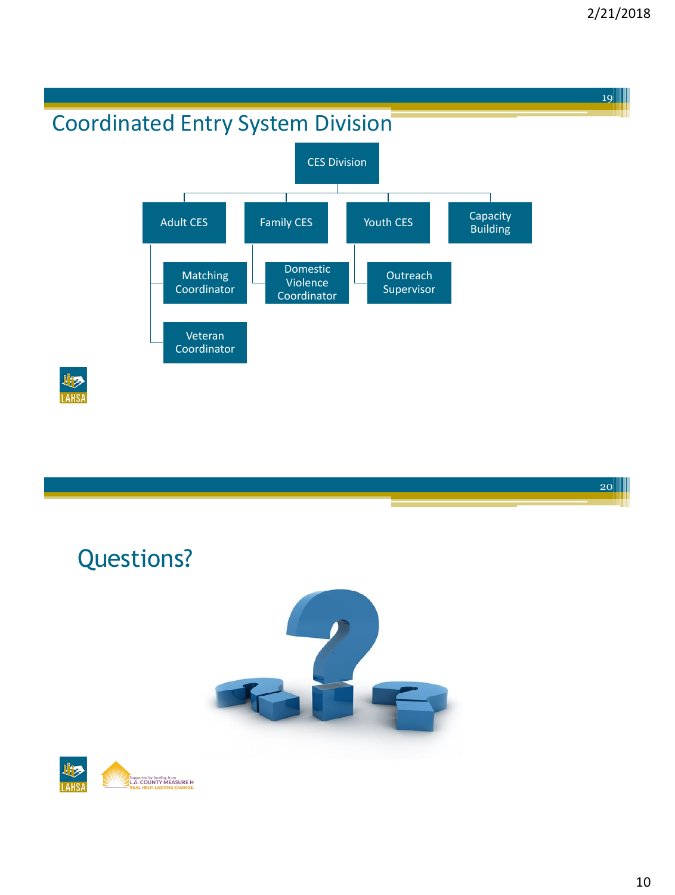## Coordinated Entry System Division

- CES Division
  - Adult CES
    - Matching Coordinator
    - Veteran Coordinator
  - Family CES
    - Domestic Violence Coordinator
  - Youth CES
    - Outreach Supervisor
  - Capacity Building

## Questions?

Supported by funding from L.A. COUNTY MEASURE H
REAL HELP. LASTING CHANGE.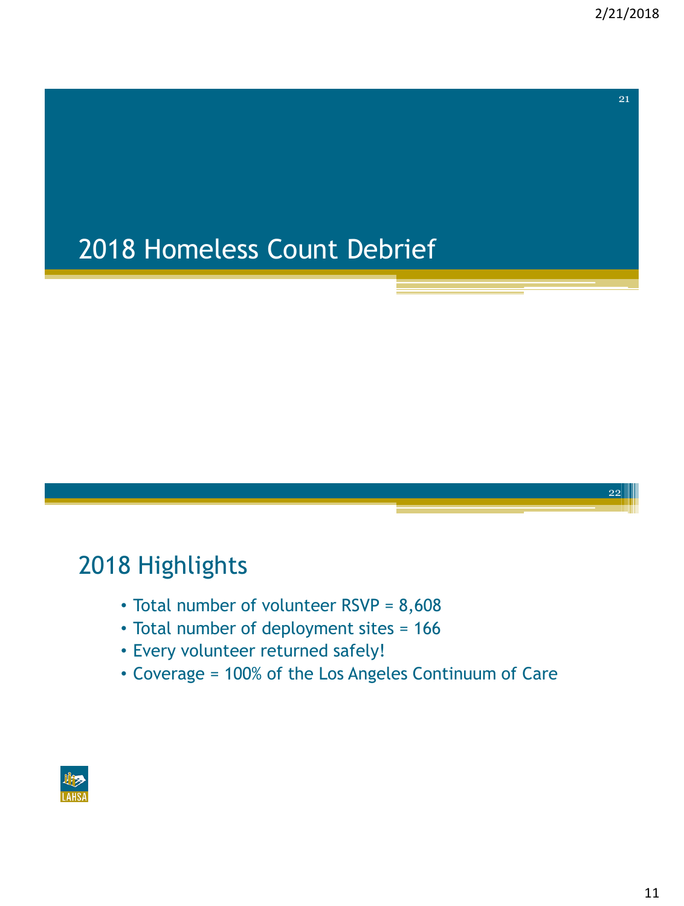# 2018 Homeless Count Debrief

## 2018 Highlights

- Total number of volunteer RSVP = 8,608
- Total number of deployment sites = 166
- Every volunteer returned safely!
- Coverage = 100% of the Los Angeles Continuum of Care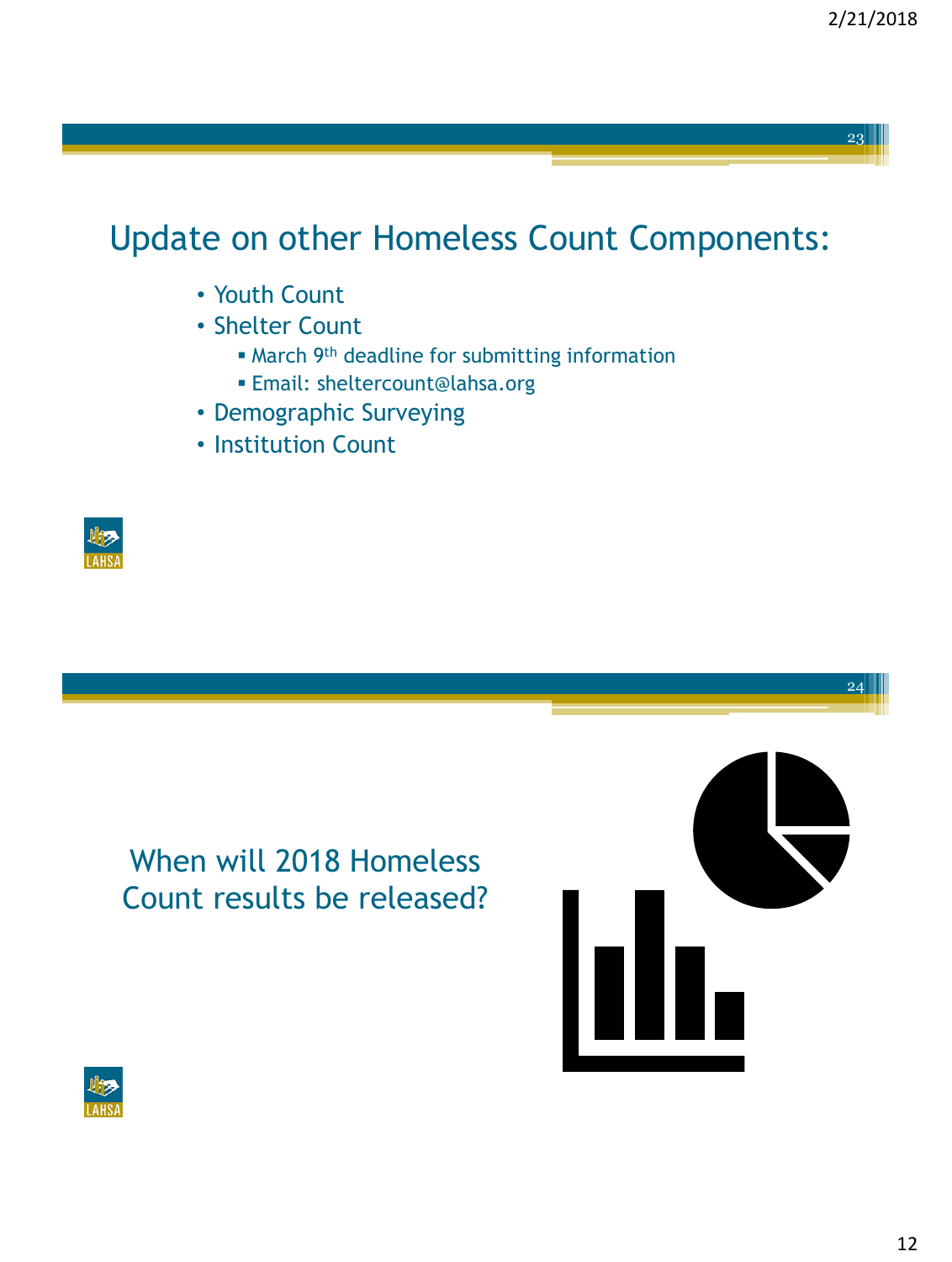## Update on other Homeless Count Components:

- Youth Count
- Shelter Count
  - March 9th deadline for submitting information
  - Email: sheltercount@lahsa.org
- Demographic Surveying
- Institution Count

## When will 2018 Homeless Count results be released?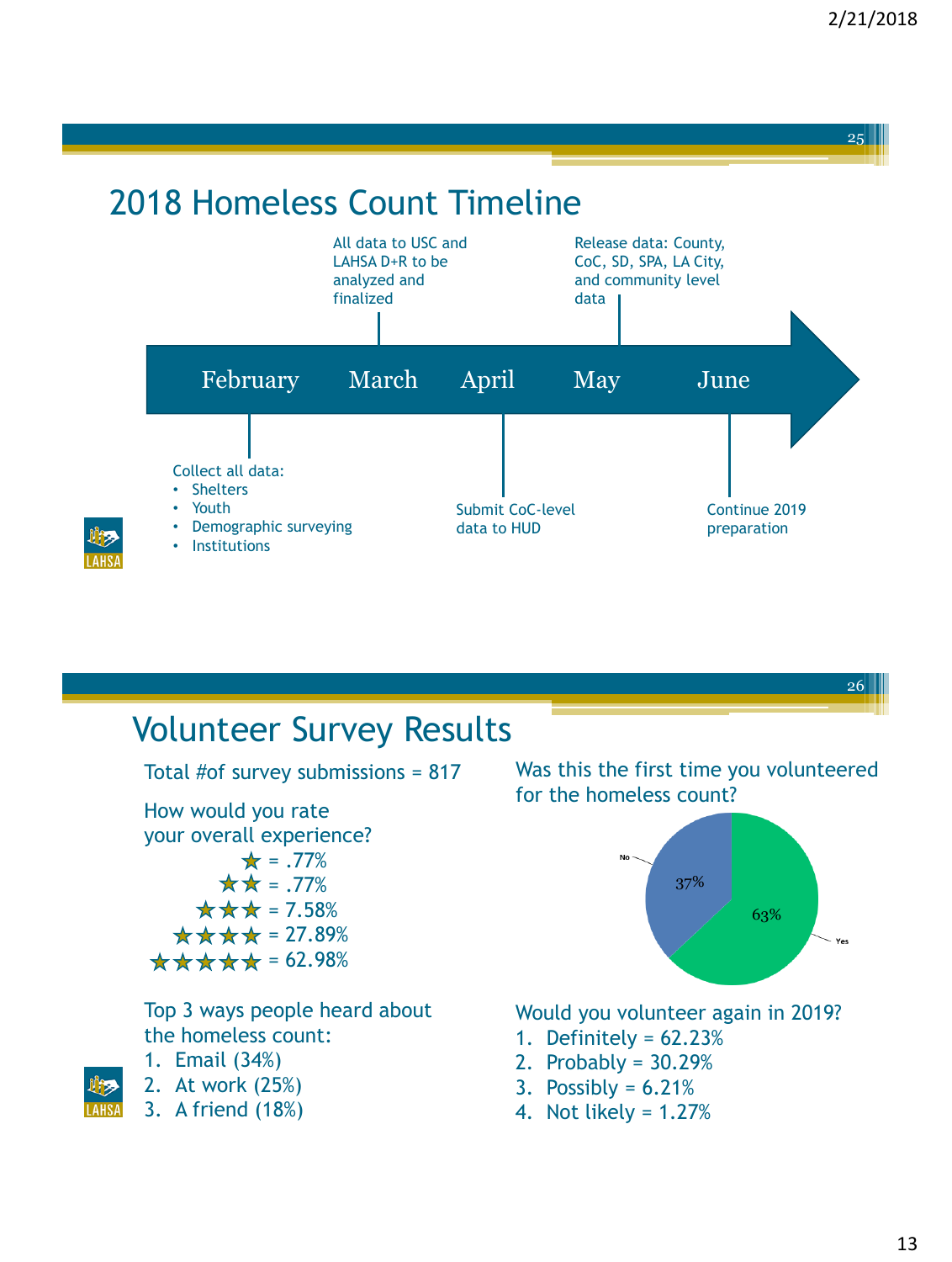## 2018 Homeless Count Timeline

**February** – Collect all data:
- Shelters
- Youth
- Demographic surveying
- Institutions

**March** – All data to USC and LAHSA D+R to be analyzed and finalized

**April** – Submit CoC-level data to HUD

**May** – Release data: County, CoC, SD, SPA, LA City, and community level data

**June** – Continue 2019 preparation

## Volunteer Survey Results

Total #of survey submissions = 817

How would you rate your overall experience?

- ★ = .77%
- ★★ = .77%
- ★★★ = 7.58%
- ★★★★ = 27.89%
- ★★★★★ = 62.98%

Top 3 ways people heard about the homeless count:

1. Email (34%)
2. At work (25%)
3. A friend (18%)

Was this the first time you volunteered for the homeless count?

- Yes: 63%
- No: 37%

Would you volunteer again in 2019?

1. Definitely = 62.23%
2. Probably = 30.29%
3. Possibly = 6.21%
4. Not likely = 1.27%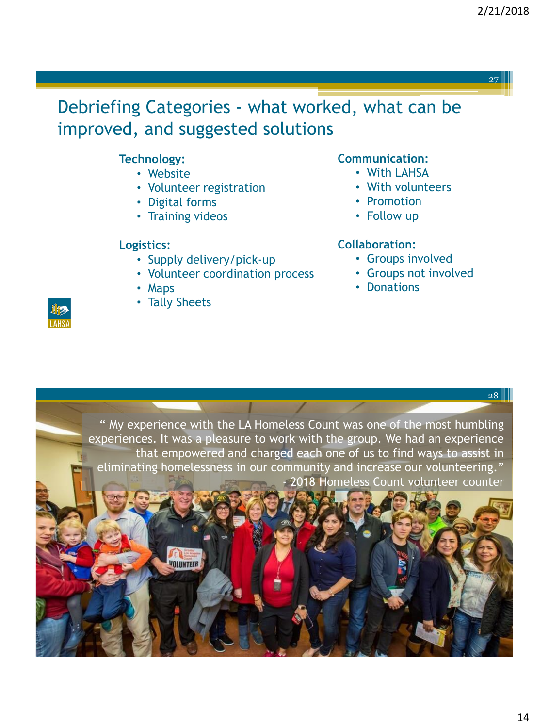# Debriefing Categories - what worked, what can be improved, and suggested solutions

**Technology:**
- Website
- Volunteer registration
- Digital forms
- Training videos

**Logistics:**
- Supply delivery/pick-up
- Volunteer coordination process
- Maps
- Tally Sheets

**Communication:**
- With LAHSA
- With volunteers
- Promotion
- Follow up

**Collaboration:**
- Groups involved
- Groups not involved
- Donations

" My experience with the LA Homeless Count was one of the most humbling experiences. It was a pleasure to work with the group. We had an experience that empowered and charged each one of us to find ways to assist in eliminating homelessness in our community and increase our volunteering."
- 2018 Homeless Count volunteer counter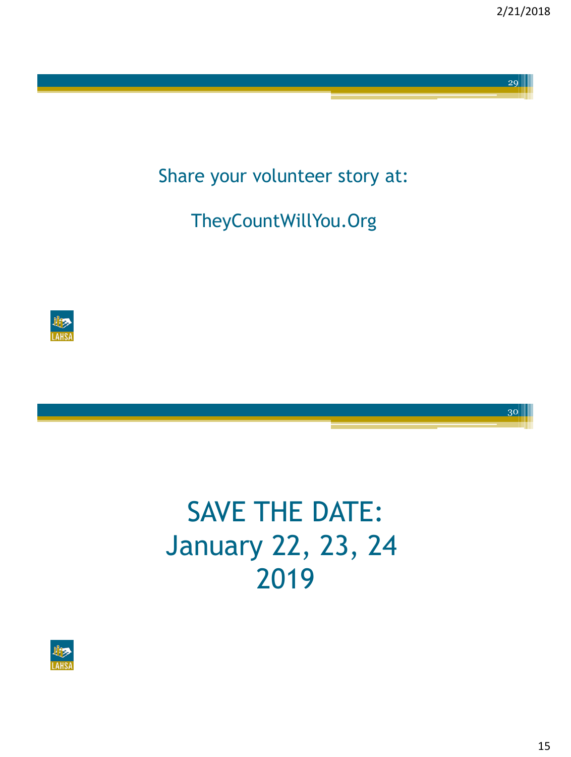Share your volunteer story at:

TheyCountWillYou.Org

# SAVE THE DATE: January 22, 23, 24 2019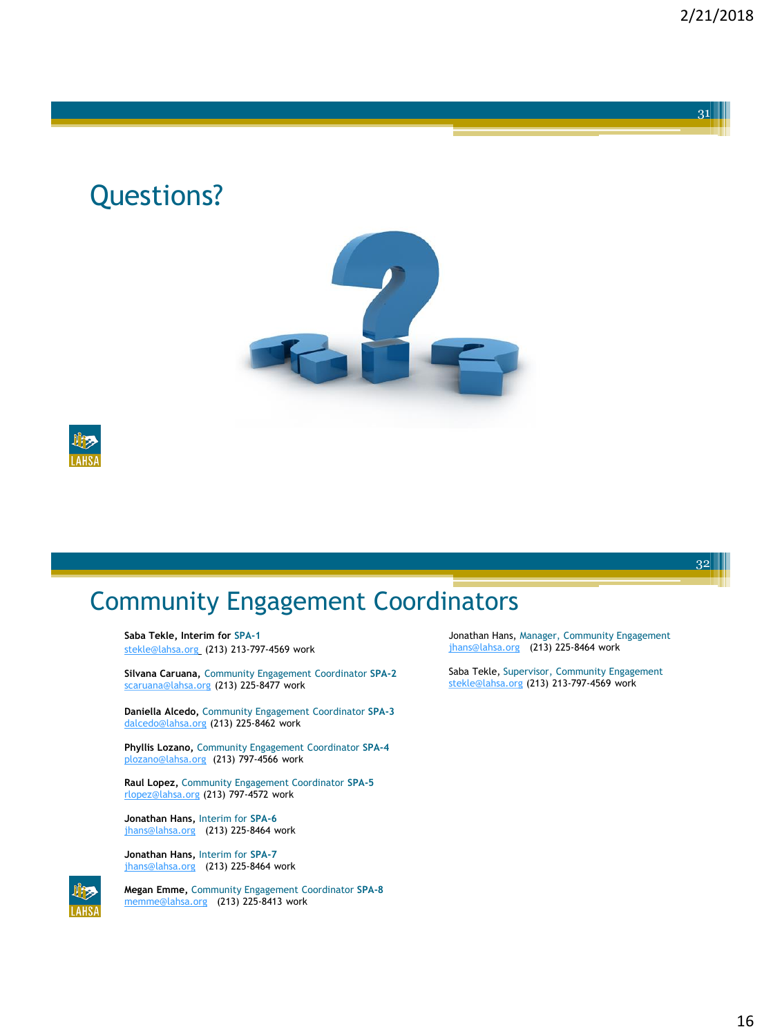# Questions?

# Community Engagement Coordinators

**Saba Tekle,** Interim for **SPA-1**
stekle@lahsa.org (213) 213-797-4569 work

**Silvana Caruana,** Community Engagement Coordinator **SPA-2**
scaruana@lahsa.org (213) 225-8477 work

**Daniella Alcedo,** Community Engagement Coordinator **SPA-3**
dalcedo@lahsa.org (213) 225-8462 work

**Phyllis Lozano,** Community Engagement Coordinator **SPA-4**
plozano@lahsa.org (213) 797-4566 work

**Raul Lopez,** Community Engagement Coordinator **SPA-5**
rlopez@lahsa.org (213) 797-4572 work

**Jonathan Hans,** Interim for **SPA-6**
jhans@lahsa.org (213) 225-8464 work

**Jonathan Hans,** Interim for **SPA-7**
jhans@lahsa.org (213) 225-8464 work

**Megan Emme,** Community Engagement Coordinator **SPA-8**
memme@lahsa.org (213) 225-8413 work

Jonathan Hans, Manager, Community Engagement
jhans@lahsa.org (213) 225-8464 work

Saba Tekle, Supervisor, Community Engagement
stekle@lahsa.org (213) 213-797-4569 work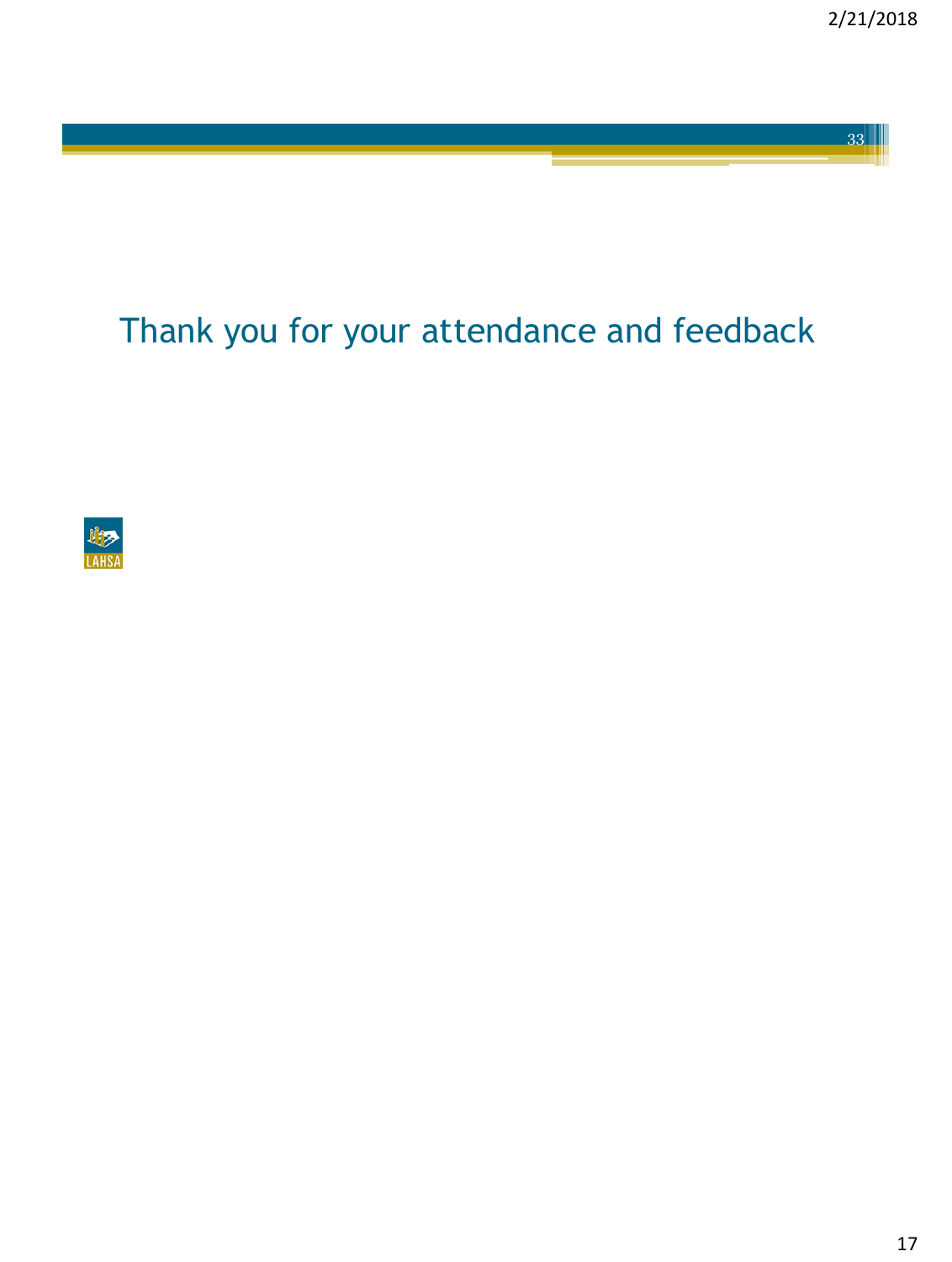# Thank you for your attendance and feedback

LAHSA